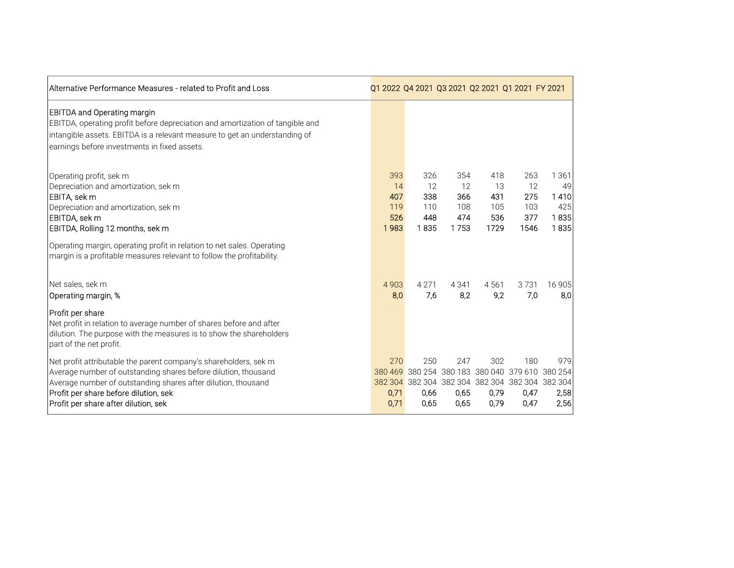| Alternative Performance Measures - related to Profit and Loss | Q1 2022 | Q4 2021 | Q3 2021 | Q2 2021 | Q1 2021 | FY 2021 |
|---|---|---|---|---|---|---|
| **EBITDA and Operating margin**<br>EBITDA, operating profit before depreciation and amortization of tangible and intangible assets. EBITDA is a relevant measure to get an understanding of earnings before investments in fixed assets. | | | | | | |
| Operating profit, sek m | 393 | 326 | 354 | 418 | 263 | 1 361 |
| Depreciation and amortization, sek m | 14 | 12 | 12 | 13 | 12 | 49 |
| **EBITA, sek m** | **407** | **338** | **366** | **431** | **275** | **1 410** |
| Depreciation and amortization, sek m | 119 | 110 | 108 | 105 | 103 | 425 |
| **EBITDA, sek m** | **526** | **448** | **474** | **536** | **377** | **1 835** |
| **EBITDA, Rolling 12 months, sek m** | **1 983** | **1 835** | **1 753** | **1729** | **1546** | **1 835** |
| Operating margin, operating profit in relation to net sales. Operating margin is a profitable measures relevant to follow the profitability. | | | | | | |
| Net sales, sek m | 4 903 | 4 271 | 4 341 | 4 561 | 3 731 | 16 905 |
| **Operating margin, %** | **8,0** | **7,6** | **8,2** | **9,2** | **7,0** | **8,0** |
| **Profit per share**<br>Net profit in relation to average number of shares before and after dilution. The purpose with the measures is to show the shareholders part of the net profit. | | | | | | |
| Net profit attributable the parent company's shareholders, sek m | 270 | 250 | 247 | 302 | 180 | 979 |
| Average number of outstanding shares before dilution, thousand | 380 469 | 380 254 | 380 183 | 380 040 | 379 610 | 380 254 |
| Average number of outstanding shares after dilution, thousand | 382 304 | 382 304 | 382 304 | 382 304 | 382 304 | 382 304 |
| **Profit per share before dilution, sek** | **0,71** | **0,66** | **0,65** | **0,79** | **0,47** | **2,58** |
| **Profit per share after dilution, sek** | **0,71** | **0,65** | **0,65** | **0,79** | **0,47** | **2,56** |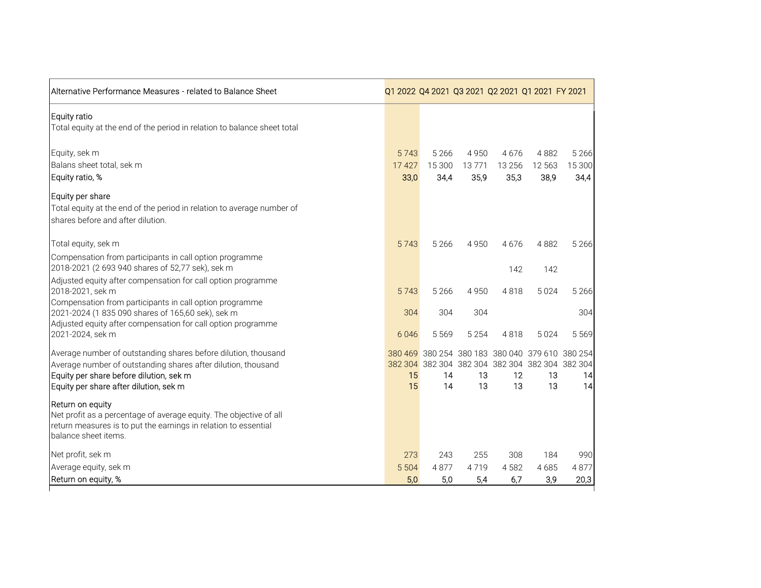| Alternative Performance Measures - related to Balance Sheet | Q1 2022 | Q4 2021 | Q3 2021 | Q2 2021 | Q1 2021 | FY 2021 |
|---|---|---|---|---|---|---|
| **Equity ratio**<br>Total equity at the end of the period in relation to balance sheet total | | | | | | |
| Equity, sek m | 5 743 | 5 266 | 4 950 | 4 676 | 4 882 | 5 266 |
| Balans sheet total, sek m | 17 427 | 15 300 | 13 771 | 13 256 | 12 563 | 15 300 |
| Equity ratio, % | 33,0 | 34,4 | 35,9 | 35,3 | 38,9 | 34,4 |
| **Equity per share**<br>Total equity at the end of the period in relation to average number of shares before and after dilution. | | | | | | |
| Total equity, sek m | 5 743 | 5 266 | 4 950 | 4 676 | 4 882 | 5 266 |
| Compensation from participants in call option programme 2018-2021 (2 693 940 shares of 52,77 sek), sek m | | | | 142 | 142 | |
| Adjusted equity after compensation for call option programme 2018-2021, sek m | 5 743 | 5 266 | 4 950 | 4 818 | 5 024 | 5 266 |
| Compensation from participants in call option programme 2021-2024 (1 835 090 shares of 165,60 sek), sek m | 304 | 304 | 304 | | | 304 |
| Adjusted equity after compensation for call option programme 2021-2024, sek m | 6 046 | 5 569 | 5 254 | 4 818 | 5 024 | 5 569 |
| Average number of outstanding shares before dilution, thousand | 380 469 | 380 254 | 380 183 | 380 040 | 379 610 | 380 254 |
| Average number of outstanding shares after dilution, thousand | 382 304 | 382 304 | 382 304 | 382 304 | 382 304 | 382 304 |
| Equity per share before dilution, sek m | 15 | 14 | 13 | 12 | 13 | 14 |
| Equity per share after dilution, sek m | 15 | 14 | 13 | 13 | 13 | 14 |
| **Return on equity**<br>Net profit as a percentage of average equity. The objective of all return measures is to put the earnings in relation to essential balance sheet items. | | | | | | |
| Net profit, sek m | 273 | 243 | 255 | 308 | 184 | 990 |
| Average equity, sek m | 5 504 | 4 877 | 4 719 | 4 582 | 4 685 | 4 877 |
| Return on equity, % | 5,0 | 5,0 | 5,4 | 6,7 | 3,9 | 20,3 |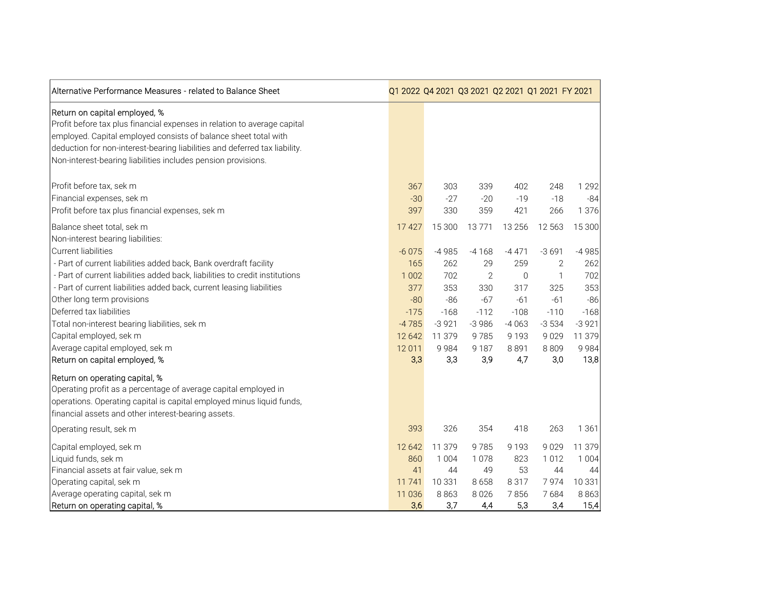| Alternative Performance Measures - related to Balance Sheet | Q1 2022 | Q4 2021 | Q3 2021 | Q2 2021 | Q1 2021 | FY 2021 |
|---|---|---|---|---|---|---|
| Return on capital employed, % | | | | | | |
| Profit before tax plus financial expenses in relation to average capital employed. Capital employed consists of balance sheet total with deduction for non-interest-bearing liabilities and deferred tax liability. Non-interest-bearing liabilities includes pension provisions. | | | | | | |
| Profit before tax, sek m | 367 | 303 | 339 | 402 | 248 | 1 292 |
| Financial expenses, sek m | -30 | -27 | -20 | -19 | -18 | -84 |
| Profit before tax plus financial expenses, sek m | 397 | 330 | 359 | 421 | 266 | 1 376 |
| Balance sheet total, sek m | 17 427 | 15 300 | 13 771 | 13 256 | 12 563 | 15 300 |
| Non-interest bearing liabilities: | | | | | | |
| Current liabilities | -6 075 | -4 985 | -4 168 | -4 471 | -3 691 | -4 985 |
| - Part of current liabilities added back, Bank overdraft facility | 165 | 262 | 29 | 259 | 2 | 262 |
| - Part of current liabilities added back, liabilities to credit institutions | 1 002 | 702 | 2 | 0 | 1 | 702 |
| - Part of current liabilities added back, current leasing liabilities | 377 | 353 | 330 | 317 | 325 | 353 |
| Other long term provisions | -80 | -86 | -67 | -61 | -61 | -86 |
| Deferred tax liabilities | -175 | -168 | -112 | -108 | -110 | -168 |
| Total non-interest bearing liabilities, sek m | -4 785 | -3 921 | -3 986 | -4 063 | -3 534 | -3 921 |
| Capital employed, sek m | 12 642 | 11 379 | 9 785 | 9 193 | 9 029 | 11 379 |
| Average capital employed, sek m | 12 011 | 9 984 | 9 187 | 8 891 | 8 809 | 9 984 |
| Return on capital employed, % | 3,3 | 3,3 | 3,9 | 4,7 | 3,0 | 13,8 |
| Return on operating capital, % | | | | | | |
| Operating profit as a percentage of average capital employed in operations. Operating capital is capital employed minus liquid funds, financial assets and other interest-bearing assets. | | | | | | |
| Operating result, sek m | 393 | 326 | 354 | 418 | 263 | 1 361 |
| Capital employed, sek m | 12 642 | 11 379 | 9 785 | 9 193 | 9 029 | 11 379 |
| Liquid funds, sek m | 860 | 1 004 | 1 078 | 823 | 1 012 | 1 004 |
| Financial assets at fair value, sek m | 41 | 44 | 49 | 53 | 44 | 44 |
| Operating capital, sek m | 11 741 | 10 331 | 8 658 | 8 317 | 7 974 | 10 331 |
| Average operating capital, sek m | 11 036 | 8 863 | 8 026 | 7 856 | 7 684 | 8 863 |
| Return on operating capital, % | 3,6 | 3,7 | 4,4 | 5,3 | 3,4 | 15,4 |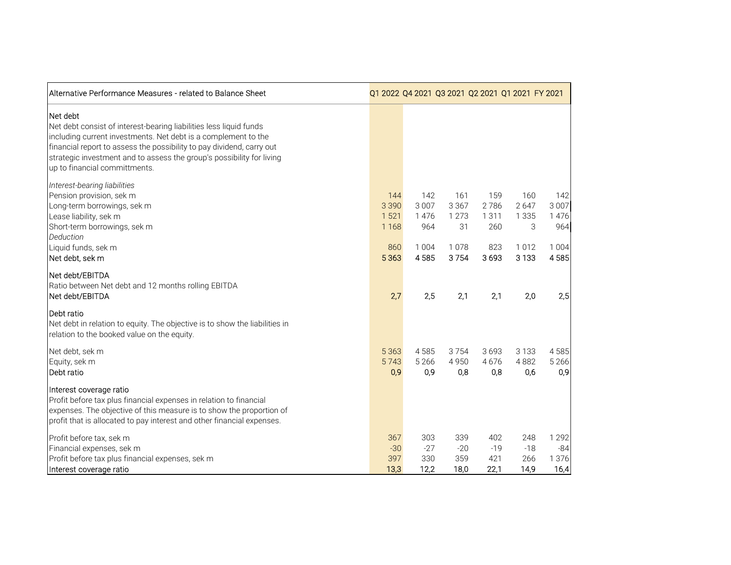| Alternative Performance Measures - related to Balance Sheet | Q1 2022 | Q4 2021 | Q3 2021 | Q2 2021 | Q1 2021 | FY 2021 |
|---|---|---|---|---|---|---|
| Net debt<br>Net debt consist of interest-bearing liabilities less liquid funds including current investments. Net debt is a complement to the financial report to assess the possibility to pay dividend, carry out strategic investment and to assess the group's possibility for living up to financial committments. | | | | | | |
| *Interest-bearing liabilities* | | | | | | |
| Pension provision, sek m | 144 | 142 | 161 | 159 | 160 | 142 |
| Long-term borrowings, sek m | 3 390 | 3 007 | 3 367 | 2 786 | 2 647 | 3 007 |
| Lease liability, sek m | 1 521 | 1 476 | 1 273 | 1 311 | 1 335 | 1 476 |
| Short-term borrowings, sek m | 1 168 | 964 | 31 | 260 | 3 | 964 |
| *Deduction* | | | | | | |
| Liquid funds, sek m | 860 | 1 004 | 1 078 | 823 | 1 012 | 1 004 |
| Net debt, sek m | 5 363 | 4 585 | 3 754 | 3 693 | 3 133 | 4 585 |
| Net debt/EBITDA<br>Ratio between Net debt and 12 months rolling EBITDA | | | | | | |
| Net debt/EBITDA | 2,7 | 2,5 | 2,1 | 2,1 | 2,0 | 2,5 |
| Debt ratio<br>Net debt in relation to equity. The objective is to show the liabilities in relation to the booked value on the equity. | | | | | | |
| Net debt, sek m | 5 363 | 4 585 | 3 754 | 3 693 | 3 133 | 4 585 |
| Equity, sek m | 5 743 | 5 266 | 4 950 | 4 676 | 4 882 | 5 266 |
| Debt ratio | 0,9 | 0,9 | 0,8 | 0,8 | 0,6 | 0,9 |
| Interest coverage ratio<br>Profit before tax plus financial expenses in relation to financial expenses. The objective of this measure is to show the proportion of profit that is allocated to pay interest and other financial expenses. | | | | | | |
| Profit before tax, sek m | 367 | 303 | 339 | 402 | 248 | 1 292 |
| Financial expenses, sek m | -30 | -27 | -20 | -19 | -18 | -84 |
| Profit before tax plus financial expenses, sek m | 397 | 330 | 359 | 421 | 266 | 1 376 |
| Interest coverage ratio | 13,3 | 12,2 | 18,0 | 22,1 | 14,9 | 16,4 |